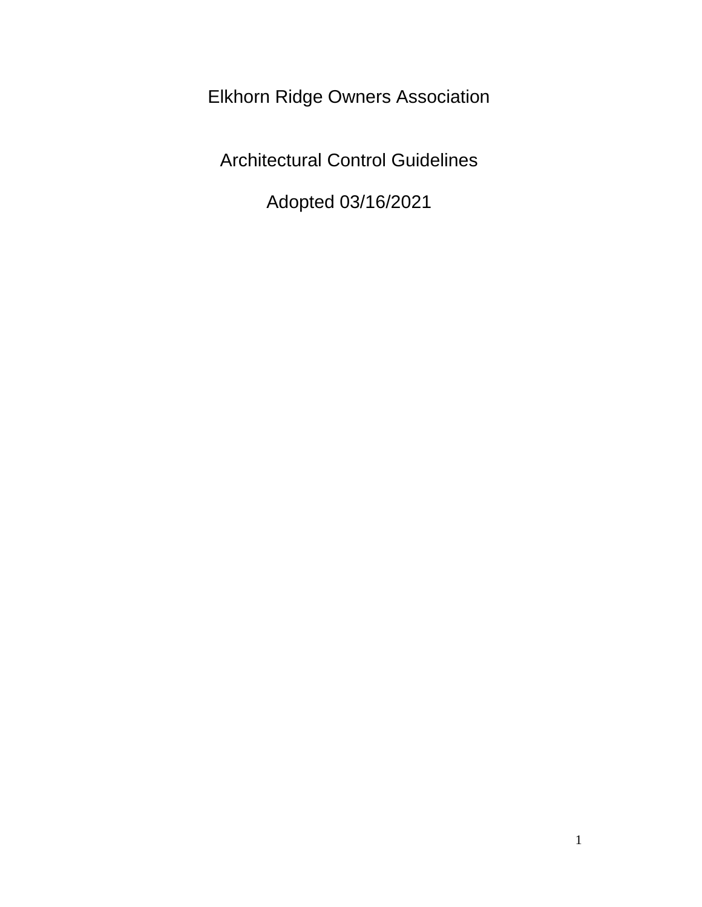# Elkhorn Ridge Owners Association

## Architectural Control Guidelines

Adopted 03/16/2021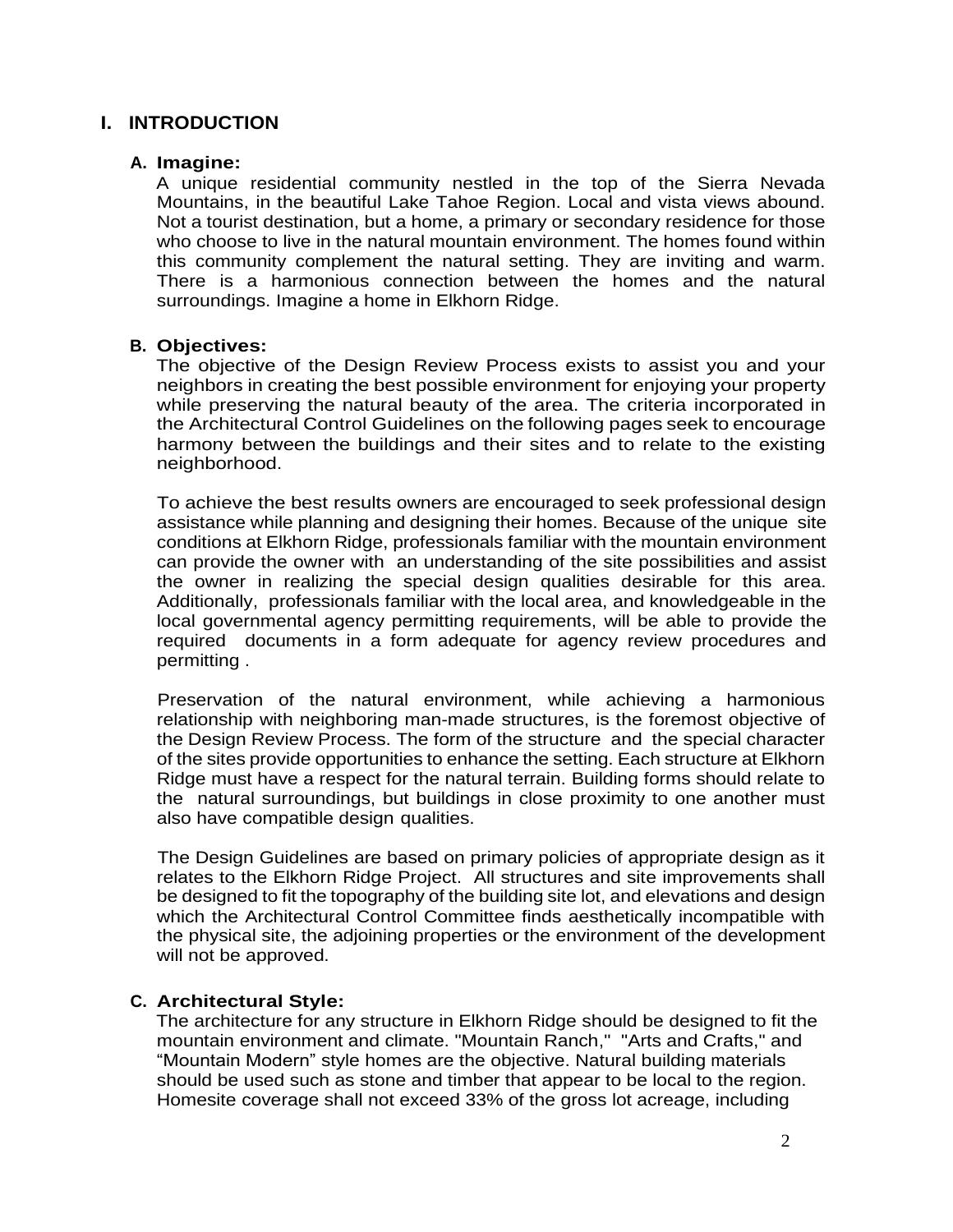# I. INTRODUCTION

## A. Imagine:

A unique residential community nestled in the top of the Sierra Nevada Mountains, in the beautiful Lake Tahoe Region. Local and vista views abound. Not a tourist destination, but a home, a primary or secondary residence for those who choose to live in the natural mountain environment. The homes found within this community complement the natural setting. They are inviting and warm. There is a harmonious connection between the homes and the natural surroundings. Imagine a home in Elkhorn Ridge.

## B. Objectives:

The objective of the Design Review Process exists to assist you and your neighbors in creating the best possible environment for enjoying your property while preserving the natural beauty of the area. The criteria incorporated in the Architectural Control Guidelines on the following pages seek to encourage harmony between the buildings and their sites and to relate to the existing neighborhood.

To achieve the best results owners are encouraged to seek professional design assistance while planning and designing their homes. Because of the unique site conditions at Elkhorn Ridge, professionals familiar with the mountain environment can provide the owner with an understanding of the site possibilities and assist the owner in realizing the special design qualities desirable for this area. Additionally, professionals familiar with the local area, and knowledgeable in the local governmental agency permitting requirements, will be able to provide the required documents in a form adequate for agency review procedures and permitting .

Preservation of the natural environment, while achieving a harmonious relationship with neighboring man-made structures, is the foremost objective of the Design Review Process. The form of the structure and the special character of the sites provide opportunities to enhance the setting. Each structure at Elkhorn Ridge must have a respect for the natural terrain. Building forms should relate to the natural surroundings, but buildings in close proximity to one another must also have compatible design qualities.

The Design Guidelines are based on primary policies of appropriate design as it relates to the Elkhorn Ridge Project. All structures and site improvements shall be designed to fit the topography of the building site lot, and elevations and design which the Architectural Control Committee finds aesthetically incompatible with the physical site, the adjoining properties or the environment of the development will not be approved.

## C. Architectural Style:

The architecture for any structure in Elkhorn Ridge should be designed to fit the mountain environment and climate. "Mountain Ranch," "Arts and Crafts," and "Mountain Modern" style homes are the objective. Natural building materials should be used such as stone and timber that appear to be local to the region. Homesite coverage shall not exceed 33% of the gross lot acreage, including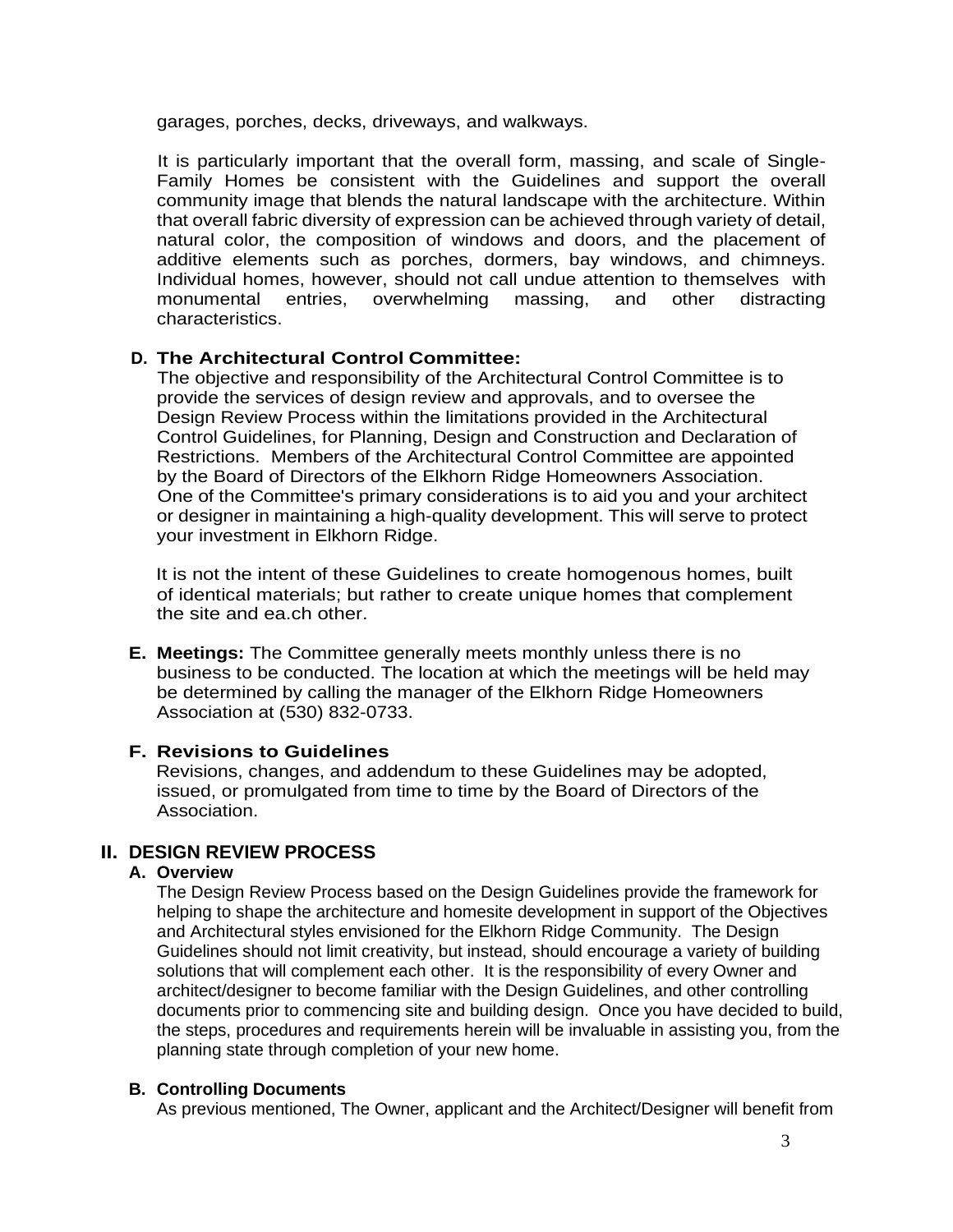garages, porches, decks, driveways, and walkways.

It is particularly important that the overall form, massing, and scale of Single-Family Homes be consistent with the Guidelines and support the overall community image that blends the natural landscape with the architecture. Within that overall fabric diversity of expression can be achieved through variety of detail, natural color, the composition of windows and doors, and the placement of additive elements such as porches, dormers, bay windows, and chimneys. Individual homes, however, should not call undue attention to themselves with monumental entries, overwhelming massing, and other distracting characteristics.

### D. The Architectural Control Committee:

The objective and responsibility of the Architectural Control Committee is to provide the services of design review and approvals, and to oversee the Design Review Process within the limitations provided in the Architectural Control Guidelines, for Planning, Design and Construction and Declaration of Restrictions. Members of the Architectural Control Committee are appointed by the Board of Directors of the Elkhorn Ridge Homeowners Association. One of the Committee's primary considerations is to aid you and your architect or designer in maintaining a high-quality development. This will serve to protect your investment in Elkhorn Ridge.

It is not the intent of these Guidelines to create homogenous homes, built of identical materials; but rather to create unique homes that complement the site and ea.ch other.

**E. Meetings:** The Committee generally meets monthly unless there is no business to be conducted. The location at which the meetings will be held may be determined by calling the manager of the Elkhorn Ridge Homeowners Association at (530) 832-0733.

### F. Revisions to Guidelines

Revisions, changes, and addendum to these Guidelines may be adopted, issued, or promulgated from time to time by the Board of Directors of the Association.

## II. DESIGN REVIEW PROCESS

### A. Overview

The Design Review Process based on the Design Guidelines provide the framework for helping to shape the architecture and homesite development in support of the Objectives and Architectural styles envisioned for the Elkhorn Ridge Community. The Design Guidelines should not limit creativity, but instead, should encourage a variety of building solutions that will complement each other. It is the responsibility of every Owner and architect/designer to become familiar with the Design Guidelines, and other controlling documents prior to commencing site and building design. Once you have decided to build, the steps, procedures and requirements herein will be invaluable in assisting you, from the planning state through completion of your new home.

### B. Controlling Documents

As previous mentioned, The Owner, applicant and the Architect/Designer will benefit from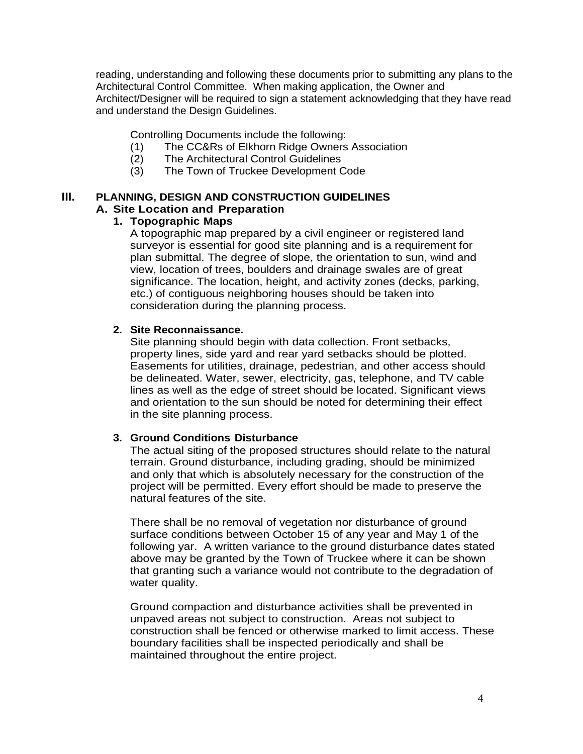reading, understanding and following these documents prior to submitting any plans to the Architectural Control Committee. When making application, the Owner and Architect/Designer will be required to sign a statement acknowledging that they have read and understand the Design Guidelines.

Controlling Documents include the following:

(1) The CC&Rs of Elkhorn Ridge Owners Association
(2) The Architectural Control Guidelines
(3) The Town of Truckee Development Code

## III. PLANNING, DESIGN AND CONSTRUCTION GUIDELINES

### A. Site Location and Preparation

#### 1. Topographic Maps

A topographic map prepared by a civil engineer or registered land surveyor is essential for good site planning and is a requirement for plan submittal. The degree of slope, the orientation to sun, wind and view, location of trees, boulders and drainage swales are of great significance. The location, height, and activity zones (decks, parking, etc.) of contiguous neighboring houses should be taken into consideration during the planning process.

#### 2. Site Reconnaissance.

Site planning should begin with data collection. Front setbacks, property lines, side yard and rear yard setbacks should be plotted. Easements for utilities, drainage, pedestrian, and other access should be delineated. Water, sewer, electricity, gas, telephone, and TV cable lines as well as the edge of street should be located. Significant views and orientation to the sun should be noted for determining their effect in the site planning process.

#### 3. Ground Conditions Disturbance

The actual siting of the proposed structures should relate to the natural terrain. Ground disturbance, including grading, should be minimized and only that which is absolutely necessary for the construction of the project will be permitted. Every effort should be made to preserve the natural features of the site.

There shall be no removal of vegetation nor disturbance of ground surface conditions between October 15 of any year and May 1 of the following yar. A written variance to the ground disturbance dates stated above may be granted by the Town of Truckee where it can be shown that granting such a variance would not contribute to the degradation of water quality.

Ground compaction and disturbance activities shall be prevented in unpaved areas not subject to construction. Areas not subject to construction shall be fenced or otherwise marked to limit access. These boundary facilities shall be inspected periodically and shall be maintained throughout the entire project.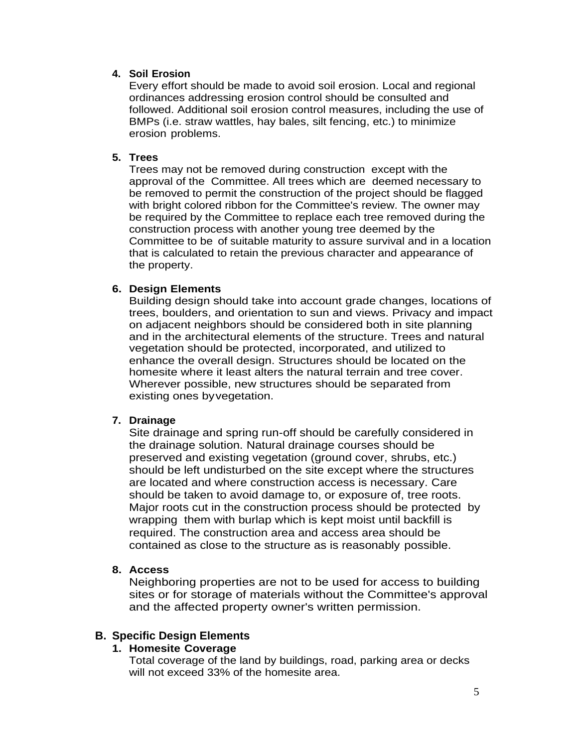4. **Soil Erosion**
   Every effort should be made to avoid soil erosion. Local and regional ordinances addressing erosion control should be consulted and followed. Additional soil erosion control measures, including the use of BMPs (i.e. straw wattles, hay bales, silt fencing, etc.) to minimize erosion problems.

5. **Trees**
   Trees may not be removed during construction except with the approval of the Committee. All trees which are deemed necessary to be removed to permit the construction of the project should be flagged with bright colored ribbon for the Committee's review. The owner may be required by the Committee to replace each tree removed during the construction process with another young tree deemed by the Committee to be of suitable maturity to assure survival and in a location that is calculated to retain the previous character and appearance of the property.

6. **Design Elements**
   Building design should take into account grade changes, locations of trees, boulders, and orientation to sun and views. Privacy and impact on adjacent neighbors should be considered both in site planning and in the architectural elements of the structure. Trees and natural vegetation should be protected, incorporated, and utilized to enhance the overall design. Structures should be located on the homesite where it least alters the natural terrain and tree cover. Wherever possible, new structures should be separated from existing ones byvegetation.

7. **Drainage**
   Site drainage and spring run-off should be carefully considered in the drainage solution. Natural drainage courses should be preserved and existing vegetation (ground cover, shrubs, etc.) should be left undisturbed on the site except where the structures are located and where construction access is necessary. Care should be taken to avoid damage to, or exposure of, tree roots. Major roots cut in the construction process should be protected by wrapping them with burlap which is kept moist until backfill is required. The construction area and access area should be contained as close to the structure as is reasonably possible.

8. **Access**
   Neighboring properties are not to be used for access to building sites or for storage of materials without the Committee's approval and the affected property owner's written permission.

## B. Specific Design Elements

1. **Homesite Coverage**
   Total coverage of the land by buildings, road, parking area or decks will not exceed 33% of the homesite area.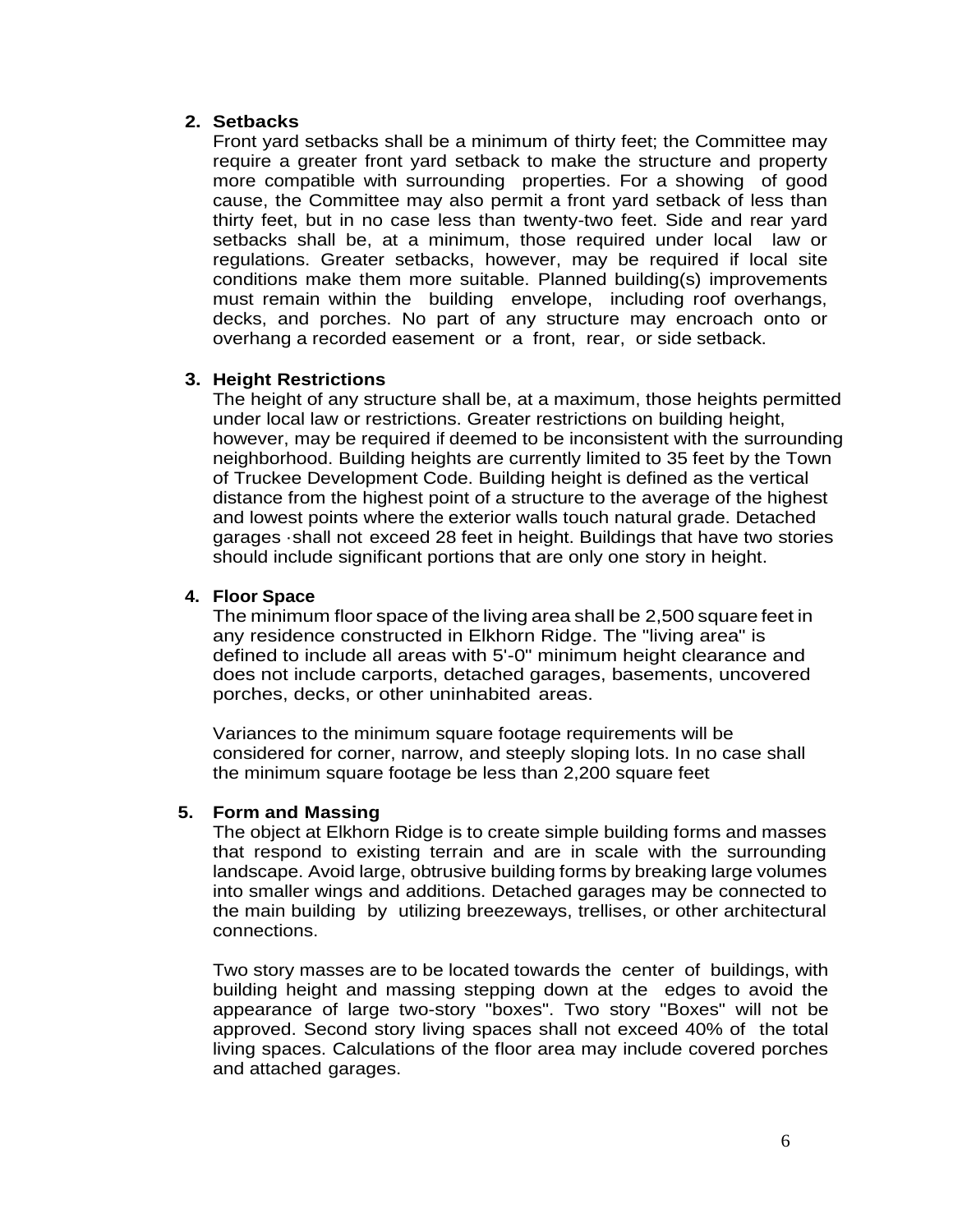2. **Setbacks**

   Front yard setbacks shall be a minimum of thirty feet; the Committee may require a greater front yard setback to make the structure and property more compatible with surrounding properties. For a showing of good cause, the Committee may also permit a front yard setback of less than thirty feet, but in no case less than twenty-two feet. Side and rear yard setbacks shall be, at a minimum, those required under local law or regulations. Greater setbacks, however, may be required if local site conditions make them more suitable. Planned building(s) improvements must remain within the building envelope, including roof overhangs, decks, and porches. No part of any structure may encroach onto or overhang a recorded easement or a front, rear, or side setback.

3. **Height Restrictions**

   The height of any structure shall be, at a maximum, those heights permitted under local law or restrictions. Greater restrictions on building height, however, may be required if deemed to be inconsistent with the surrounding neighborhood. Building heights are currently limited to 35 feet by the Town of Truckee Development Code. Building height is defined as the vertical distance from the highest point of a structure to the average of the highest and lowest points where the exterior walls touch natural grade. Detached garages ·shall not exceed 28 feet in height. Buildings that have two stories should include significant portions that are only one story in height.

4. **Floor Space**

   The minimum floor space of the living area shall be 2,500 square feet in any residence constructed in Elkhorn Ridge. The "living area" is defined to include all areas with 5'-0" minimum height clearance and does not include carports, detached garages, basements, uncovered porches, decks, or other uninhabited areas.

   Variances to the minimum square footage requirements will be considered for corner, narrow, and steeply sloping lots. In no case shall the minimum square footage be less than 2,200 square feet

5. **Form and Massing**

   The object at Elkhorn Ridge is to create simple building forms and masses that respond to existing terrain and are in scale with the surrounding landscape. Avoid large, obtrusive building forms by breaking large volumes into smaller wings and additions. Detached garages may be connected to the main building by utilizing breezeways, trellises, or other architectural connections.

   Two story masses are to be located towards the center of buildings, with building height and massing stepping down at the edges to avoid the appearance of large two-story "boxes". Two story "Boxes" will not be approved. Second story living spaces shall not exceed 40% of the total living spaces. Calculations of the floor area may include covered porches and attached garages.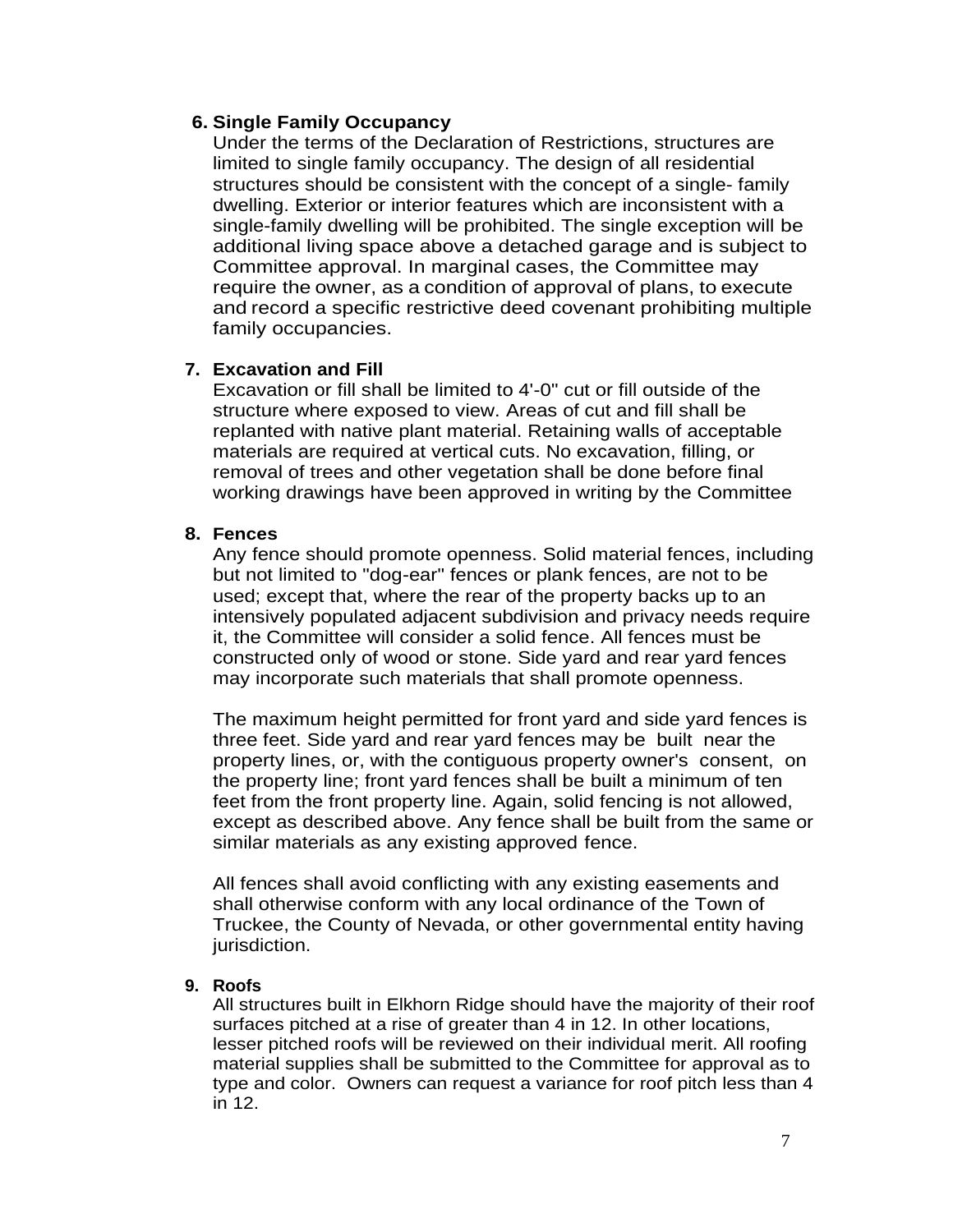6. **Single Family Occupancy**

   Under the terms of the Declaration of Restrictions, structures are limited to single family occupancy. The design of all residential structures should be consistent with the concept of a single- family dwelling. Exterior or interior features which are inconsistent with a single-family dwelling will be prohibited. The single exception will be additional living space above a detached garage and is subject to Committee approval. In marginal cases, the Committee may require the owner, as a condition of approval of plans, to execute and record a specific restrictive deed covenant prohibiting multiple family occupancies.

7. **Excavation and Fill**

   Excavation or fill shall be limited to 4'-0" cut or fill outside of the structure where exposed to view. Areas of cut and fill shall be replanted with native plant material. Retaining walls of acceptable materials are required at vertical cuts. No excavation, filling, or removal of trees and other vegetation shall be done before final working drawings have been approved in writing by the Committee

8. **Fences**

   Any fence should promote openness. Solid material fences, including but not limited to "dog-ear" fences or plank fences, are not to be used; except that, where the rear of the property backs up to an intensively populated adjacent subdivision and privacy needs require it, the Committee will consider a solid fence. All fences must be constructed only of wood or stone. Side yard and rear yard fences may incorporate such materials that shall promote openness.

   The maximum height permitted for front yard and side yard fences is three feet. Side yard and rear yard fences may be built near the property lines, or, with the contiguous property owner's consent, on the property line; front yard fences shall be built a minimum of ten feet from the front property line. Again, solid fencing is not allowed, except as described above. Any fence shall be built from the same or similar materials as any existing approved fence.

   All fences shall avoid conflicting with any existing easements and shall otherwise conform with any local ordinance of the Town of Truckee, the County of Nevada, or other governmental entity having jurisdiction.

9. **Roofs**

   All structures built in Elkhorn Ridge should have the majority of their roof surfaces pitched at a rise of greater than 4 in 12. In other locations, lesser pitched roofs will be reviewed on their individual merit. All roofing material supplies shall be submitted to the Committee for approval as to type and color. Owners can request a variance for roof pitch less than 4 in 12.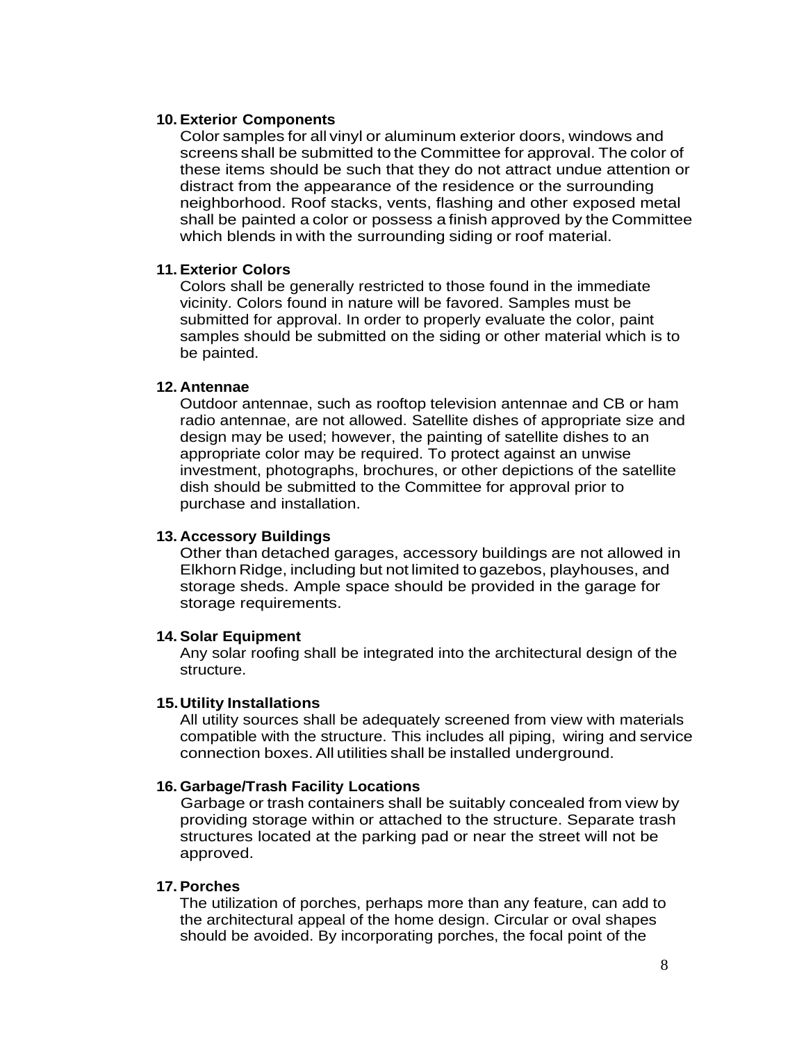**10. Exterior Components**

Color samples for all vinyl or aluminum exterior doors, windows and screens shall be submitted to the Committee for approval. The color of these items should be such that they do not attract undue attention or distract from the appearance of the residence or the surrounding neighborhood. Roof stacks, vents, flashing and other exposed metal shall be painted a color or possess a finish approved by the Committee which blends in with the surrounding siding or roof material.

**11. Exterior Colors**

Colors shall be generally restricted to those found in the immediate vicinity. Colors found in nature will be favored. Samples must be submitted for approval. In order to properly evaluate the color, paint samples should be submitted on the siding or other material which is to be painted.

**12. Antennae**

Outdoor antennae, such as rooftop television antennae and CB or ham radio antennae, are not allowed. Satellite dishes of appropriate size and design may be used; however, the painting of satellite dishes to an appropriate color may be required. To protect against an unwise investment, photographs, brochures, or other depictions of the satellite dish should be submitted to the Committee for approval prior to purchase and installation.

**13. Accessory Buildings**

Other than detached garages, accessory buildings are not allowed in Elkhorn Ridge, including but not limited to gazebos, playhouses, and storage sheds. Ample space should be provided in the garage for storage requirements.

**14. Solar Equipment**

Any solar roofing shall be integrated into the architectural design of the structure.

**15. Utility Installations**

All utility sources shall be adequately screened from view with materials compatible with the structure. This includes all piping, wiring and service connection boxes. All utilities shall be installed underground.

**16. Garbage/Trash Facility Locations**

Garbage or trash containers shall be suitably concealed from view by providing storage within or attached to the structure. Separate trash structures located at the parking pad or near the street will not be approved.

**17. Porches**

The utilization of porches, perhaps more than any feature, can add to the architectural appeal of the home design. Circular or oval shapes should be avoided. By incorporating porches, the focal point of the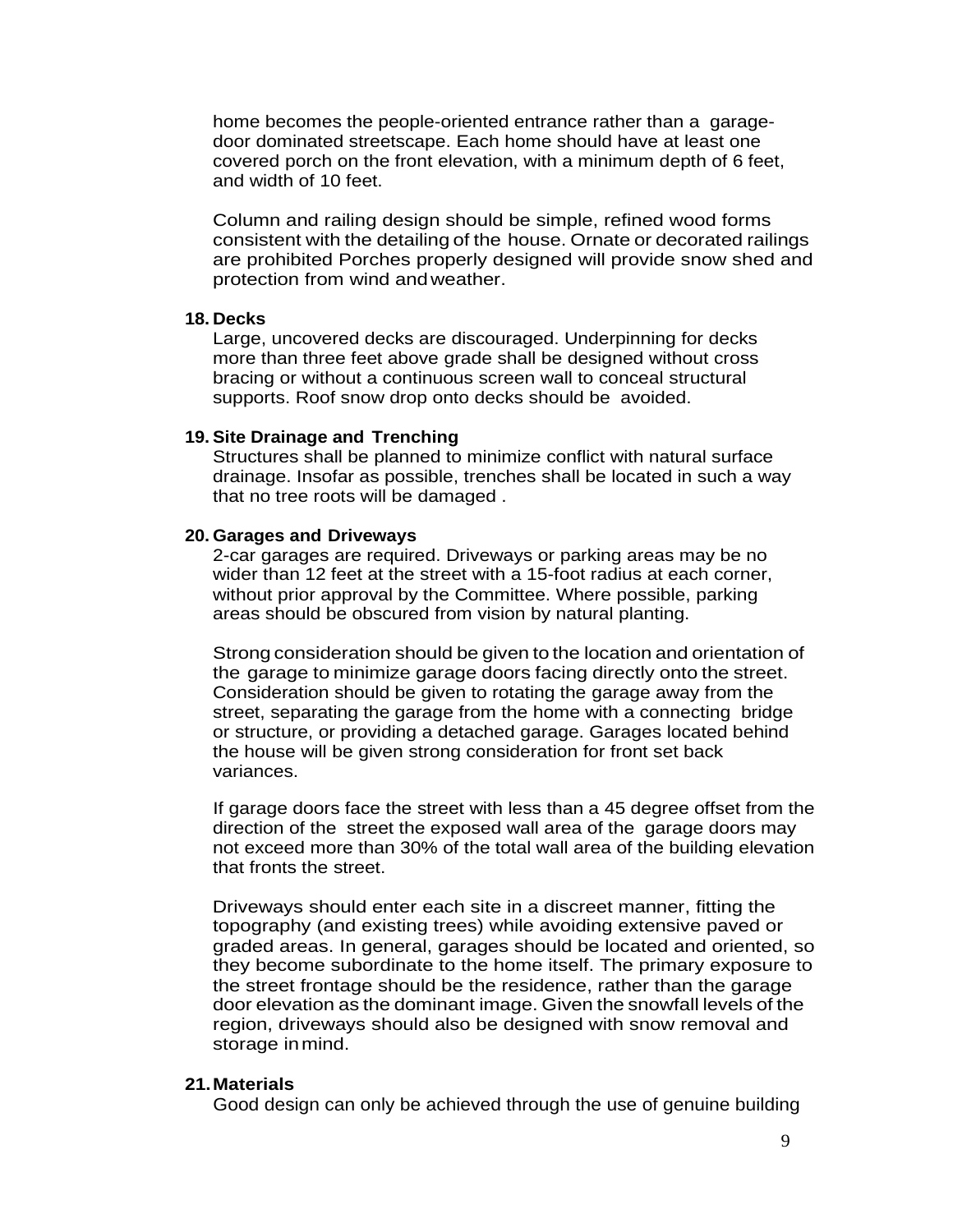home becomes the people-oriented entrance rather than a garage-door dominated streetscape. Each home should have at least one covered porch on the front elevation, with a minimum depth of 6 feet, and width of 10 feet.

Column and railing design should be simple, refined wood forms consistent with the detailing of the house. Ornate or decorated railings are prohibited Porches properly designed will provide snow shed and protection from wind and weather.

**18. Decks**

Large, uncovered decks are discouraged. Underpinning for decks more than three feet above grade shall be designed without cross bracing or without a continuous screen wall to conceal structural supports. Roof snow drop onto decks should be avoided.

**19. Site Drainage and Trenching**

Structures shall be planned to minimize conflict with natural surface drainage. Insofar as possible, trenches shall be located in such a way that no tree roots will be damaged .

**20. Garages and Driveways**

2-car garages are required. Driveways or parking areas may be no wider than 12 feet at the street with a 15-foot radius at each corner, without prior approval by the Committee. Where possible, parking areas should be obscured from vision by natural planting.

Strong consideration should be given to the location and orientation of the garage to minimize garage doors facing directly onto the street. Consideration should be given to rotating the garage away from the street, separating the garage from the home with a connecting bridge or structure, or providing a detached garage. Garages located behind the house will be given strong consideration for front set back variances.

If garage doors face the street with less than a 45 degree offset from the direction of the street the exposed wall area of the garage doors may not exceed more than 30% of the total wall area of the building elevation that fronts the street.

Driveways should enter each site in a discreet manner, fitting the topography (and existing trees) while avoiding extensive paved or graded areas. In general, garages should be located and oriented, so they become subordinate to the home itself. The primary exposure to the street frontage should be the residence, rather than the garage door elevation as the dominant image. Given the snowfall levels of the region, driveways should also be designed with snow removal and storage in mind.

**21. Materials**

Good design can only be achieved through the use of genuine building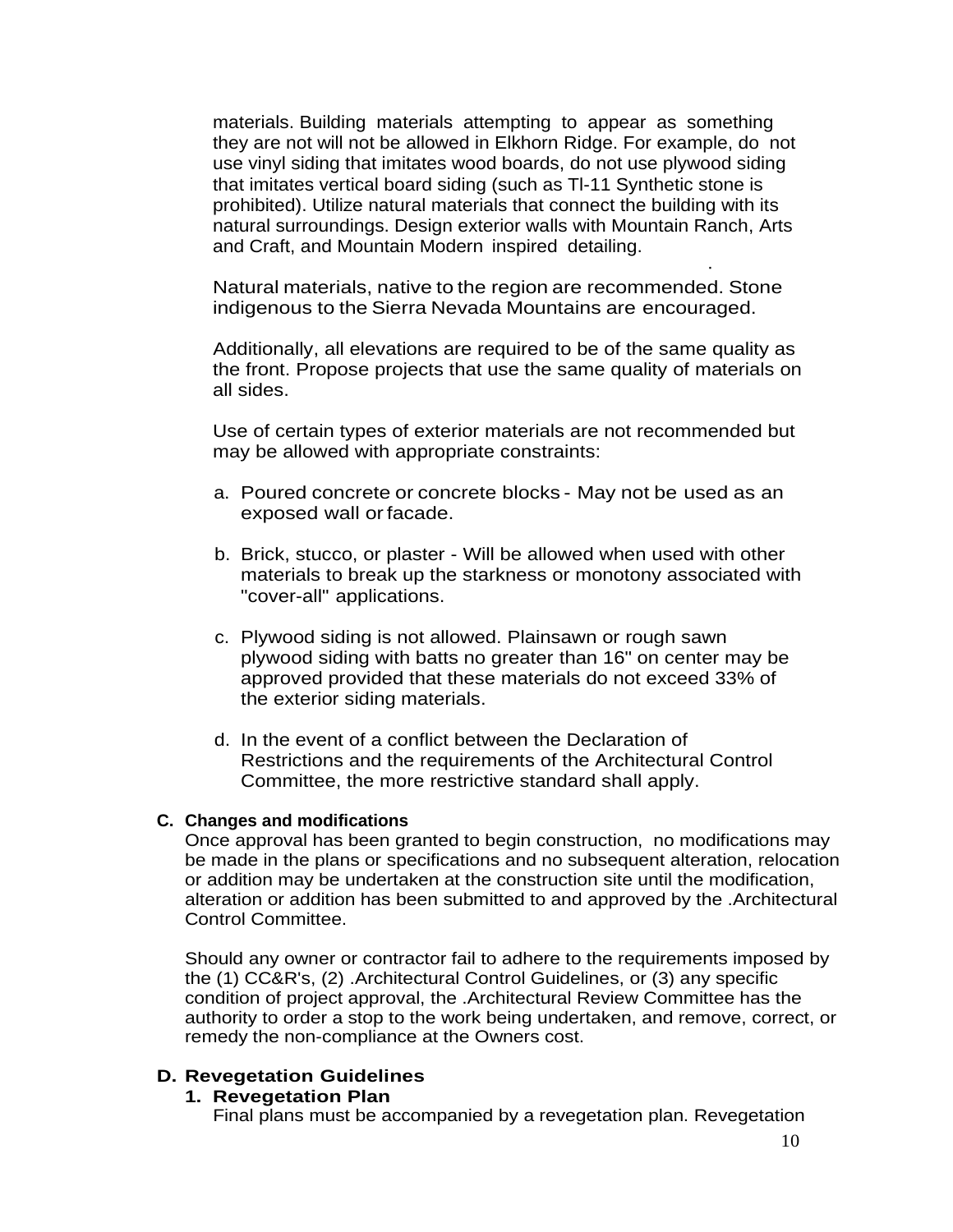materials. Building materials attempting to appear as something they are not will not be allowed in Elkhorn Ridge. For example, do not use vinyl siding that imitates wood boards, do not use plywood siding that imitates vertical board siding (such as Tl-11 Synthetic stone is prohibited). Utilize natural materials that connect the building with its natural surroundings. Design exterior walls with Mountain Ranch, Arts and Craft, and Mountain Modern inspired detailing.

Natural materials, native to the region are recommended. Stone indigenous to the Sierra Nevada Mountains are encouraged.

Additionally, all elevations are required to be of the same quality as the front. Propose projects that use the same quality of materials on all sides.

Use of certain types of exterior materials are not recommended but may be allowed with appropriate constraints:

a. Poured concrete or concrete blocks - May not be used as an exposed wall or facade.

b. Brick, stucco, or plaster - Will be allowed when used with other materials to break up the starkness or monotony associated with "cover-all" applications.

c. Plywood siding is not allowed. Plainsawn or rough sawn plywood siding with batts no greater than 16" on center may be approved provided that these materials do not exceed 33% of the exterior siding materials.

d. In the event of a conflict between the Declaration of Restrictions and the requirements of the Architectural Control Committee, the more restrictive standard shall apply.

### C. Changes and modifications

Once approval has been granted to begin construction, no modifications may be made in the plans or specifications and no subsequent alteration, relocation or addition may be undertaken at the construction site until the modification, alteration or addition has been submitted to and approved by the .Architectural Control Committee.

Should any owner or contractor fail to adhere to the requirements imposed by the (1) CC&R's, (2) .Architectural Control Guidelines, or (3) any specific condition of project approval, the .Architectural Review Committee has the authority to order a stop to the work being undertaken, and remove, correct, or remedy the non-compliance at the Owners cost.

### D. Revegetation Guidelines

#### 1. Revegetation Plan

Final plans must be accompanied by a revegetation plan. Revegetation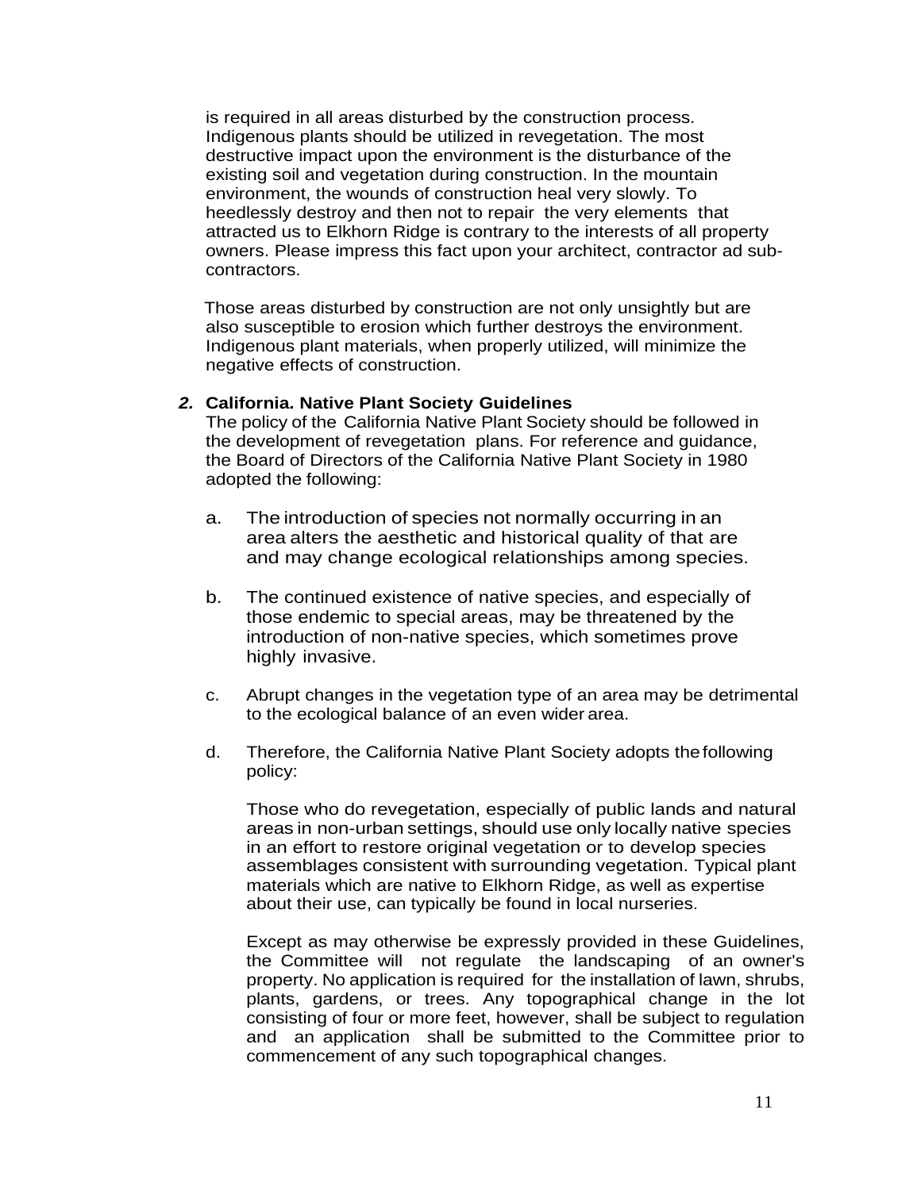is required in all areas disturbed by the construction process. Indigenous plants should be utilized in revegetation. The most destructive impact upon the environment is the disturbance of the existing soil and vegetation during construction. In the mountain environment, the wounds of construction heal very slowly. To heedlessly destroy and then not to repair the very elements that attracted us to Elkhorn Ridge is contrary to the interests of all property owners. Please impress this fact upon your architect, contractor ad sub-contractors.

Those areas disturbed by construction are not only unsightly but are also susceptible to erosion which further destroys the environment. Indigenous plant materials, when properly utilized, will minimize the negative effects of construction.

***2.*** **California. Native Plant Society Guidelines**

The policy of the California Native Plant Society should be followed in the development of revegetation plans. For reference and guidance, the Board of Directors of the California Native Plant Society in 1980 adopted the following:

a. The introduction of species not normally occurring in an area alters the aesthetic and historical quality of that are and may change ecological relationships among species.

b. The continued existence of native species, and especially of those endemic to special areas, may be threatened by the introduction of non-native species, which sometimes prove highly invasive.

c. Abrupt changes in the vegetation type of an area may be detrimental to the ecological balance of an even wider area.

d. Therefore, the California Native Plant Society adopts the following policy:

   Those who do revegetation, especially of public lands and natural areas in non-urban settings, should use only locally native species in an effort to restore original vegetation or to develop species assemblages consistent with surrounding vegetation. Typical plant materials which are native to Elkhorn Ridge, as well as expertise about their use, can typically be found in local nurseries.

   Except as may otherwise be expressly provided in these Guidelines, the Committee will not regulate the landscaping of an owner's property. No application is required for the installation of lawn, shrubs, plants, gardens, or trees. Any topographical change in the lot consisting of four or more feet, however, shall be subject to regulation and an application shall be submitted to the Committee prior to commencement of any such topographical changes.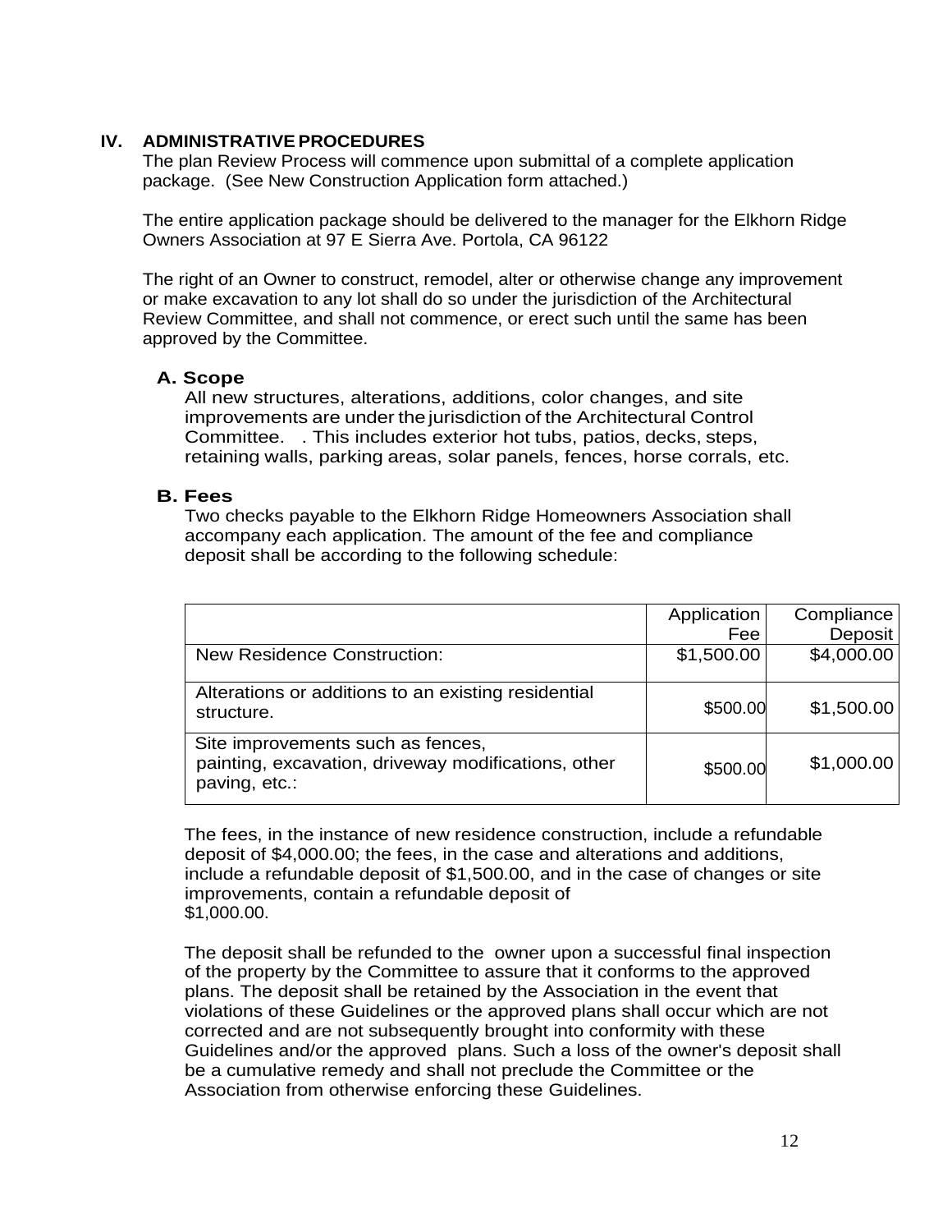## IV. ADMINISTRATIVE PROCEDURES

The plan Review Process will commence upon submittal of a complete application package. (See New Construction Application form attached.)

The entire application package should be delivered to the manager for the Elkhorn Ridge Owners Association at 97 E Sierra Ave. Portola, CA 96122

The right of an Owner to construct, remodel, alter or otherwise change any improvement or make excavation to any lot shall do so under the jurisdiction of the Architectural Review Committee, and shall not commence, or erect such until the same has been approved by the Committee.

### A. Scope

All new structures, alterations, additions, color changes, and site improvements are under the jurisdiction of the Architectural Control Committee. . This includes exterior hot tubs, patios, decks, steps, retaining walls, parking areas, solar panels, fences, horse corrals, etc.

### B. Fees

Two checks payable to the Elkhorn Ridge Homeowners Association shall accompany each application. The amount of the fee and compliance deposit shall be according to the following schedule:

| | Application Fee | Compliance Deposit |
|---|---|---|
| New Residence Construction: | $1,500.00 | $4,000.00 |
| Alterations or additions to an existing residential structure. | $500.00 | $1,500.00 |
| Site improvements such as fences, painting, excavation, driveway modifications, other paving, etc.: | $500.00 | $1,000.00 |

The fees, in the instance of new residence construction, include a refundable deposit of $4,000.00; the fees, in the case and alterations and additions, include a refundable deposit of $1,500.00, and in the case of changes or site improvements, contain a refundable deposit of $1,000.00.

The deposit shall be refunded to the owner upon a successful final inspection of the property by the Committee to assure that it conforms to the approved plans. The deposit shall be retained by the Association in the event that violations of these Guidelines or the approved plans shall occur which are not corrected and are not subsequently brought into conformity with these Guidelines and/or the approved plans. Such a loss of the owner's deposit shall be a cumulative remedy and shall not preclude the Committee or the Association from otherwise enforcing these Guidelines.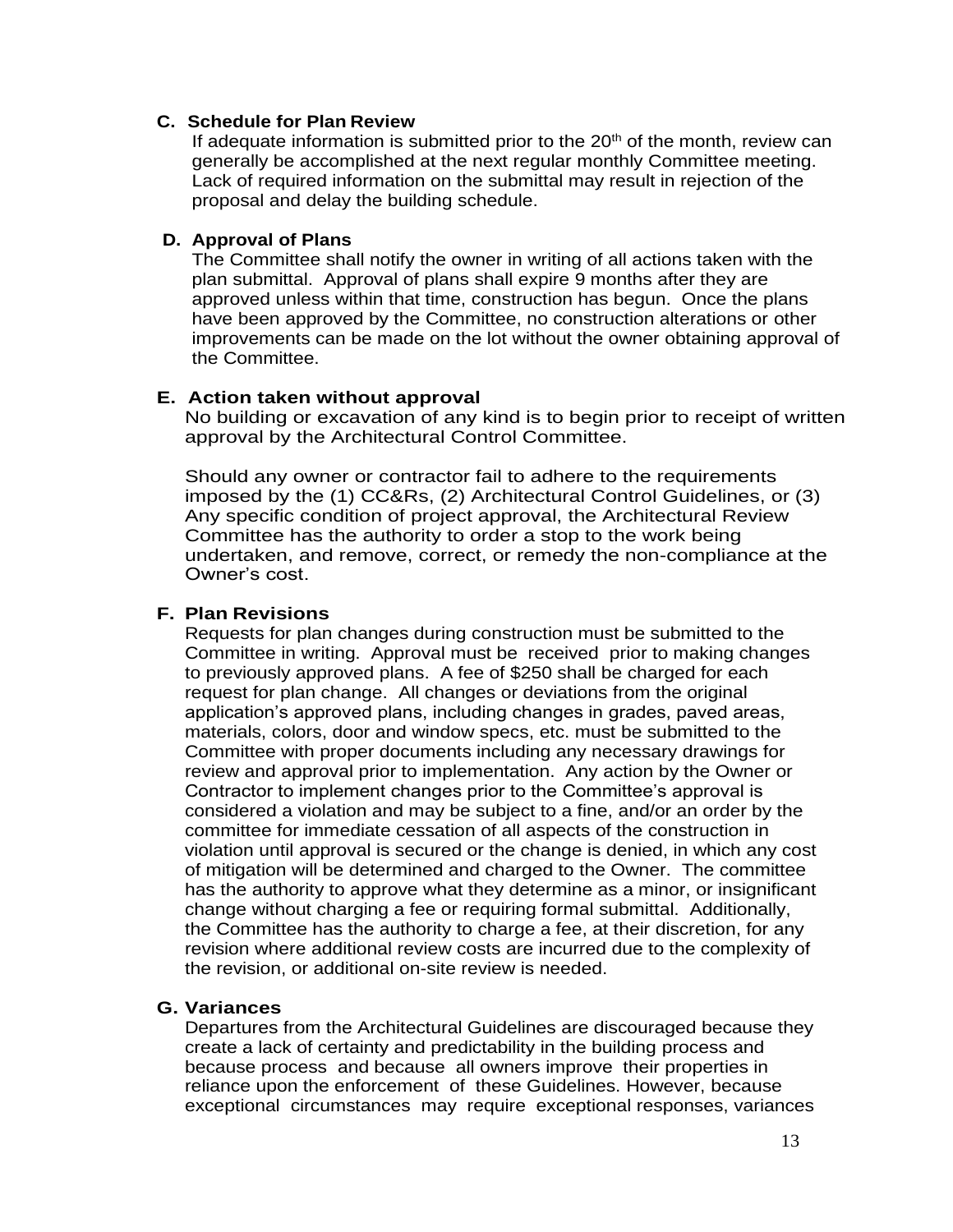### C. Schedule for Plan Review

If adequate information is submitted prior to the 20th of the month, review can generally be accomplished at the next regular monthly Committee meeting. Lack of required information on the submittal may result in rejection of the proposal and delay the building schedule.

### D. Approval of Plans

The Committee shall notify the owner in writing of all actions taken with the plan submittal. Approval of plans shall expire 9 months after they are approved unless within that time, construction has begun. Once the plans have been approved by the Committee, no construction alterations or other improvements can be made on the lot without the owner obtaining approval of the Committee.

### E. Action taken without approval

No building or excavation of any kind is to begin prior to receipt of written approval by the Architectural Control Committee.

Should any owner or contractor fail to adhere to the requirements imposed by the (1) CC&Rs, (2) Architectural Control Guidelines, or (3) Any specific condition of project approval, the Architectural Review Committee has the authority to order a stop to the work being undertaken, and remove, correct, or remedy the non-compliance at the Owner's cost.

### F. Plan Revisions

Requests for plan changes during construction must be submitted to the Committee in writing. Approval must be received prior to making changes to previously approved plans. A fee of $250 shall be charged for each request for plan change. All changes or deviations from the original application's approved plans, including changes in grades, paved areas, materials, colors, door and window specs, etc. must be submitted to the Committee with proper documents including any necessary drawings for review and approval prior to implementation. Any action by the Owner or Contractor to implement changes prior to the Committee's approval is considered a violation and may be subject to a fine, and/or an order by the committee for immediate cessation of all aspects of the construction in violation until approval is secured or the change is denied, in which any cost of mitigation will be determined and charged to the Owner. The committee has the authority to approve what they determine as a minor, or insignificant change without charging a fee or requiring formal submittal. Additionally, the Committee has the authority to charge a fee, at their discretion, for any revision where additional review costs are incurred due to the complexity of the revision, or additional on-site review is needed.

### G. Variances

Departures from the Architectural Guidelines are discouraged because they create a lack of certainty and predictability in the building process and because process and because all owners improve their properties in reliance upon the enforcement of these Guidelines. However, because exceptional circumstances may require exceptional responses, variances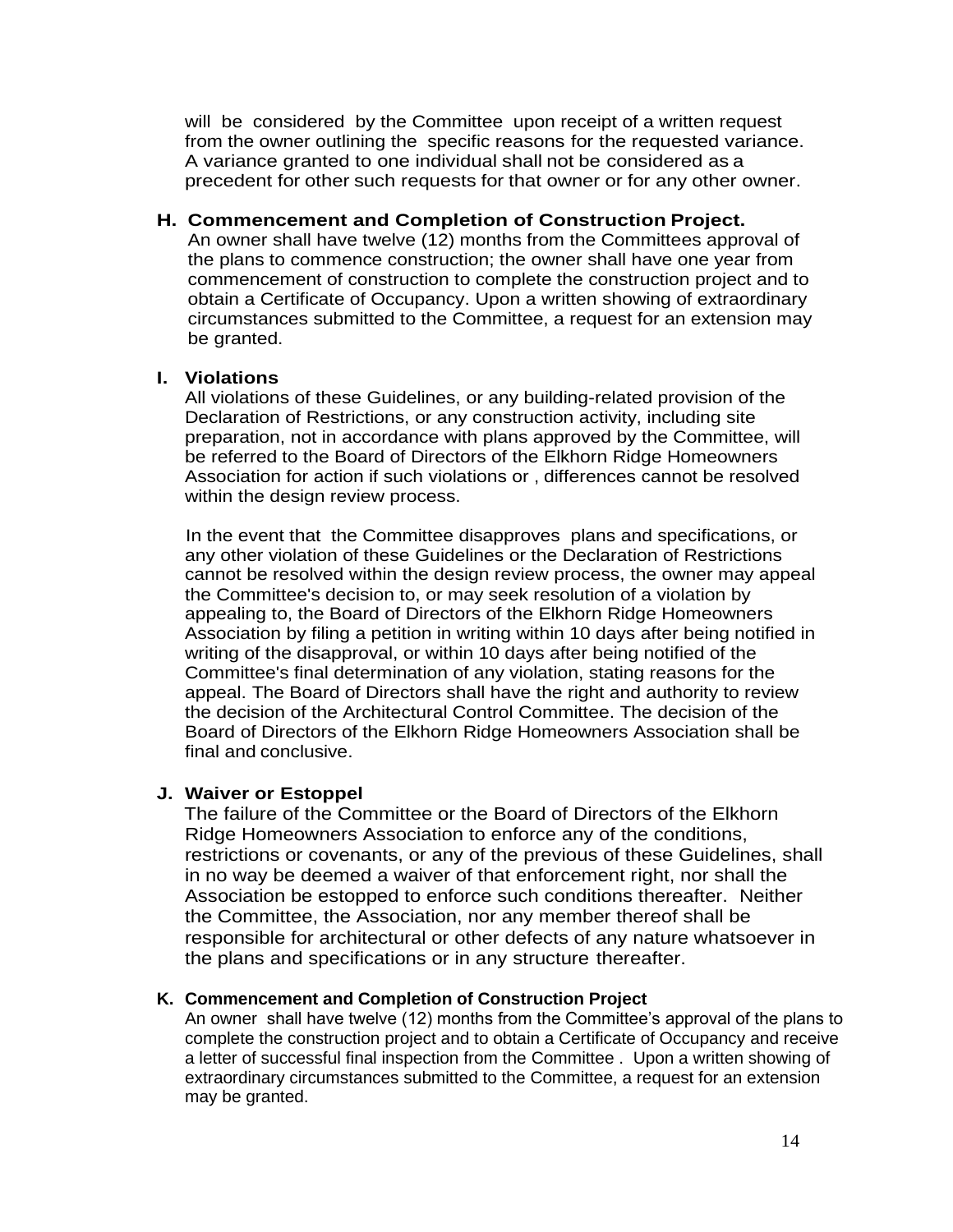will be considered by the Committee upon receipt of a written request from the owner outlining the specific reasons for the requested variance. A variance granted to one individual shall not be considered as a precedent for other such requests for that owner or for any other owner.

**H. Commencement and Completion of Construction Project.**

An owner shall have twelve (12) months from the Committees approval of the plans to commence construction; the owner shall have one year from commencement of construction to complete the construction project and to obtain a Certificate of Occupancy. Upon a written showing of extraordinary circumstances submitted to the Committee, a request for an extension may be granted.

**I. Violations**

All violations of these Guidelines, or any building-related provision of the Declaration of Restrictions, or any construction activity, including site preparation, not in accordance with plans approved by the Committee, will be referred to the Board of Directors of the Elkhorn Ridge Homeowners Association for action if such violations or , differences cannot be resolved within the design review process.

In the event that the Committee disapproves plans and specifications, or any other violation of these Guidelines or the Declaration of Restrictions cannot be resolved within the design review process, the owner may appeal the Committee's decision to, or may seek resolution of a violation by appealing to, the Board of Directors of the Elkhorn Ridge Homeowners Association by filing a petition in writing within 10 days after being notified in writing of the disapproval, or within 10 days after being notified of the Committee's final determination of any violation, stating reasons for the appeal. The Board of Directors shall have the right and authority to review the decision of the Architectural Control Committee. The decision of the Board of Directors of the Elkhorn Ridge Homeowners Association shall be final and conclusive.

**J. Waiver or Estoppel**

The failure of the Committee or the Board of Directors of the Elkhorn Ridge Homeowners Association to enforce any of the conditions, restrictions or covenants, or any of the previous of these Guidelines, shall in no way be deemed a waiver of that enforcement right, nor shall the Association be estopped to enforce such conditions thereafter. Neither the Committee, the Association, nor any member thereof shall be responsible for architectural or other defects of any nature whatsoever in the plans and specifications or in any structure thereafter.

**K. Commencement and Completion of Construction Project**

An owner shall have twelve (12) months from the Committee's approval of the plans to complete the construction project and to obtain a Certificate of Occupancy and receive a letter of successful final inspection from the Committee . Upon a written showing of extraordinary circumstances submitted to the Committee, a request for an extension may be granted.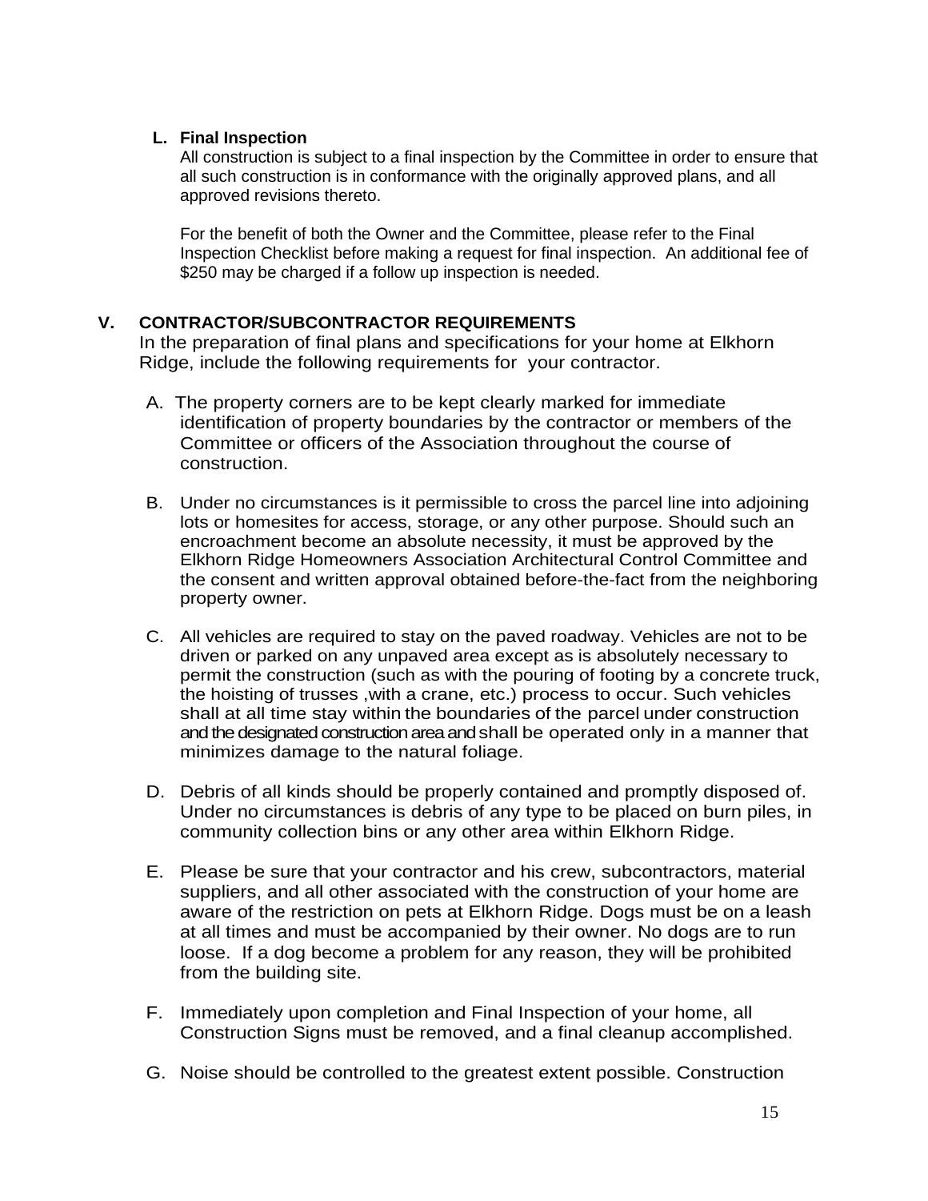**L. Final Inspection**

All construction is subject to a final inspection by the Committee in order to ensure that all such construction is in conformance with the originally approved plans, and all approved revisions thereto.

For the benefit of both the Owner and the Committee, please refer to the Final Inspection Checklist before making a request for final inspection. An additional fee of $250 may be charged if a follow up inspection is needed.

## V. CONTRACTOR/SUBCONTRACTOR REQUIREMENTS

In the preparation of final plans and specifications for your home at Elkhorn Ridge, include the following requirements for your contractor.

A. The property corners are to be kept clearly marked for immediate identification of property boundaries by the contractor or members of the Committee or officers of the Association throughout the course of construction.

B. Under no circumstances is it permissible to cross the parcel line into adjoining lots or homesites for access, storage, or any other purpose. Should such an encroachment become an absolute necessity, it must be approved by the Elkhorn Ridge Homeowners Association Architectural Control Committee and the consent and written approval obtained before-the-fact from the neighboring property owner.

C. All vehicles are required to stay on the paved roadway. Vehicles are not to be driven or parked on any unpaved area except as is absolutely necessary to permit the construction (such as with the pouring of footing by a concrete truck, the hoisting of trusses ,with a crane, etc.) process to occur. Such vehicles shall at all time stay within the boundaries of the parcel under construction and the designated construction area and shall be operated only in a manner that minimizes damage to the natural foliage.

D. Debris of all kinds should be properly contained and promptly disposed of. Under no circumstances is debris of any type to be placed on burn piles, in community collection bins or any other area within Elkhorn Ridge.

E. Please be sure that your contractor and his crew, subcontractors, material suppliers, and all other associated with the construction of your home are aware of the restriction on pets at Elkhorn Ridge. Dogs must be on a leash at all times and must be accompanied by their owner. No dogs are to run loose. If a dog become a problem for any reason, they will be prohibited from the building site.

F. Immediately upon completion and Final Inspection of your home, all Construction Signs must be removed, and a final cleanup accomplished.

G. Noise should be controlled to the greatest extent possible. Construction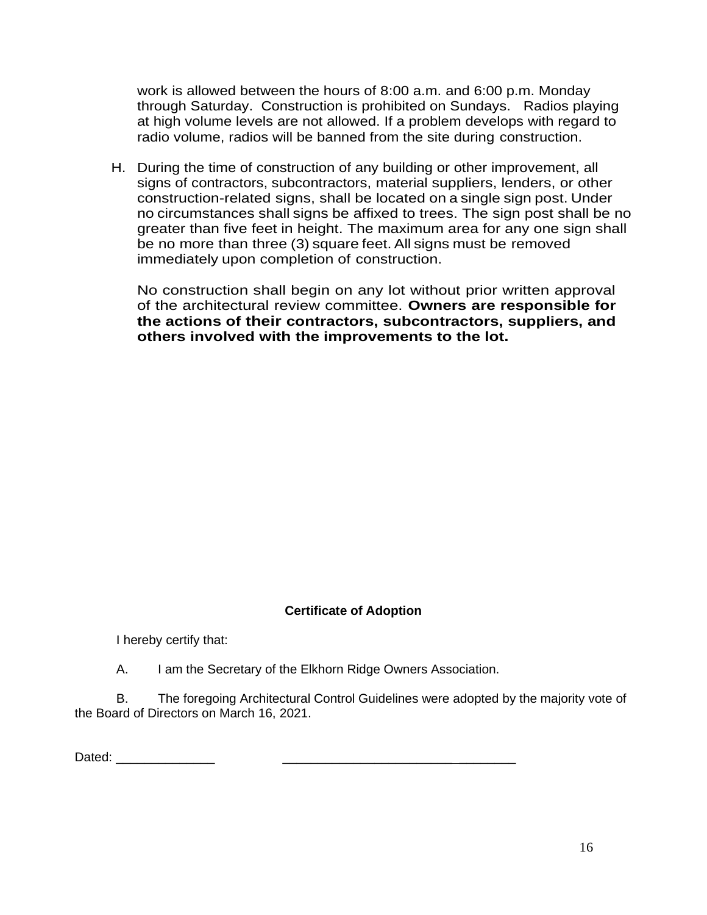work is allowed between the hours of 8:00 a.m. and 6:00 p.m. Monday through Saturday. Construction is prohibited on Sundays. Radios playing at high volume levels are not allowed. If a problem develops with regard to radio volume, radios will be banned from the site during construction.

H. During the time of construction of any building or other improvement, all signs of contractors, subcontractors, material suppliers, lenders, or other construction-related signs, shall be located on a single sign post. Under no circumstances shall signs be affixed to trees. The sign post shall be no greater than five feet in height. The maximum area for any one sign shall be no more than three (3) square feet. All signs must be removed immediately upon completion of construction.

No construction shall begin on any lot without prior written approval of the architectural review committee. **Owners are responsible for the actions of their contractors, subcontractors, suppliers, and others involved with the improvements to the lot.**

**Certificate of Adoption**

I hereby certify that:

A. I am the Secretary of the Elkhorn Ridge Owners Association.

B. The foregoing Architectural Control Guidelines were adopted by the majority vote of the Board of Directors on March 16, 2021.

Dated: ______________ ________________________________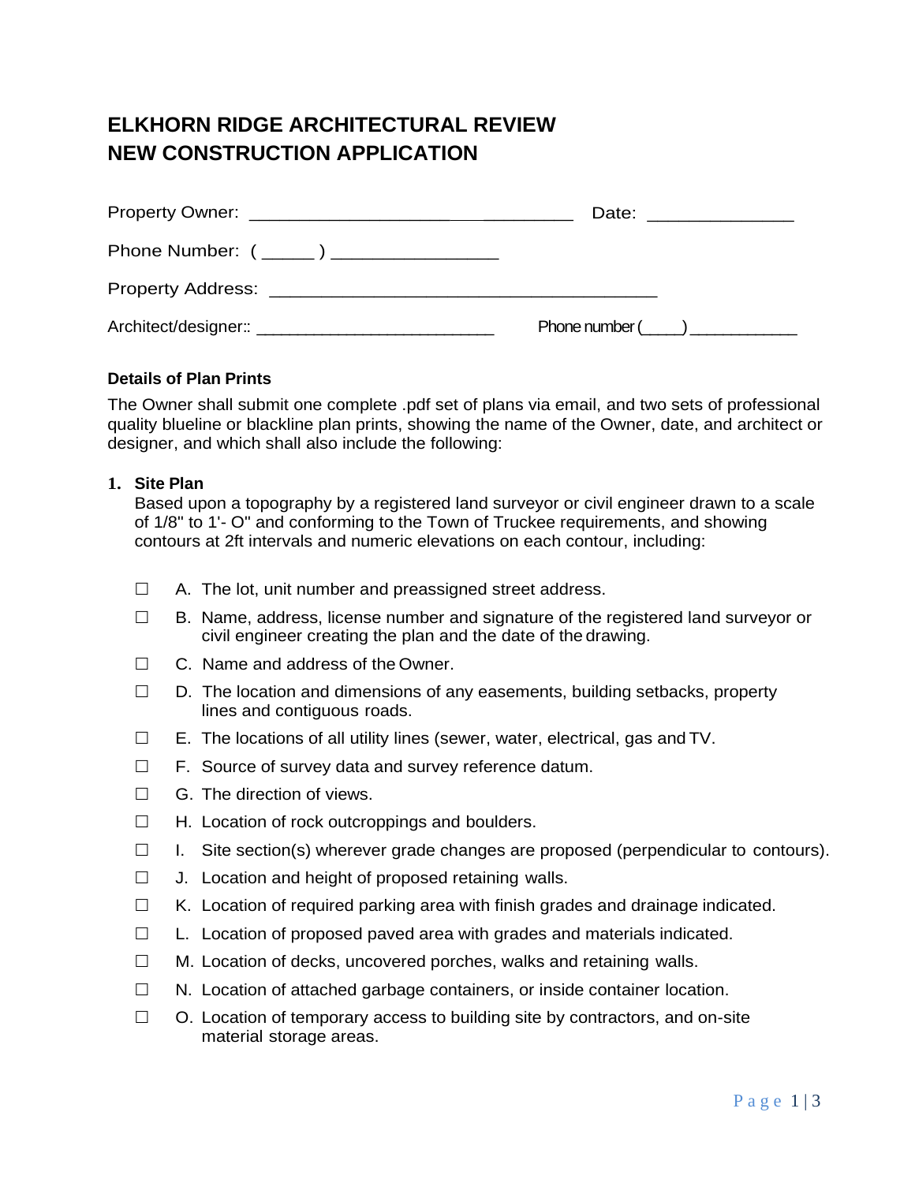# ELKHORN RIDGE ARCHITECTURAL REVIEW
# NEW CONSTRUCTION APPLICATION

Property Owner: ______________________________ Date: ______________

Phone Number: ( _____ ) ________________

Property Address: _____________________________________

Architect/designer:: _________________________ Phone number (____) ___________

### Details of Plan Prints

The Owner shall submit one complete .pdf set of plans via email, and two sets of professional quality blueline or blackline plan prints, showing the name of the Owner, date, and architect or designer, and which shall also include the following:

**1. Site Plan**

Based upon a topography by a registered land surveyor or civil engineer drawn to a scale of 1/8" to 1'- O" and conforming to the Town of Truckee requirements, and showing contours at 2ft intervals and numeric elevations on each contour, including:

- ☐ A. The lot, unit number and preassigned street address.
- ☐ B. Name, address, license number and signature of the registered land surveyor or civil engineer creating the plan and the date of the drawing.
- ☐ C. Name and address of the Owner.
- ☐ D. The location and dimensions of any easements, building setbacks, property lines and contiguous roads.
- ☐ E. The locations of all utility lines (sewer, water, electrical, gas and TV.
- ☐ F. Source of survey data and survey reference datum.
- ☐ G. The direction of views.
- ☐ H. Location of rock outcroppings and boulders.
- ☐ I. Site section(s) wherever grade changes are proposed (perpendicular to contours).
- ☐ J. Location and height of proposed retaining walls.
- ☐ K. Location of required parking area with finish grades and drainage indicated.
- ☐ L. Location of proposed paved area with grades and materials indicated.
- ☐ M. Location of decks, uncovered porches, walks and retaining walls.
- ☐ N. Location of attached garbage containers, or inside container location.
- ☐ O. Location of temporary access to building site by contractors, and on-site material storage areas.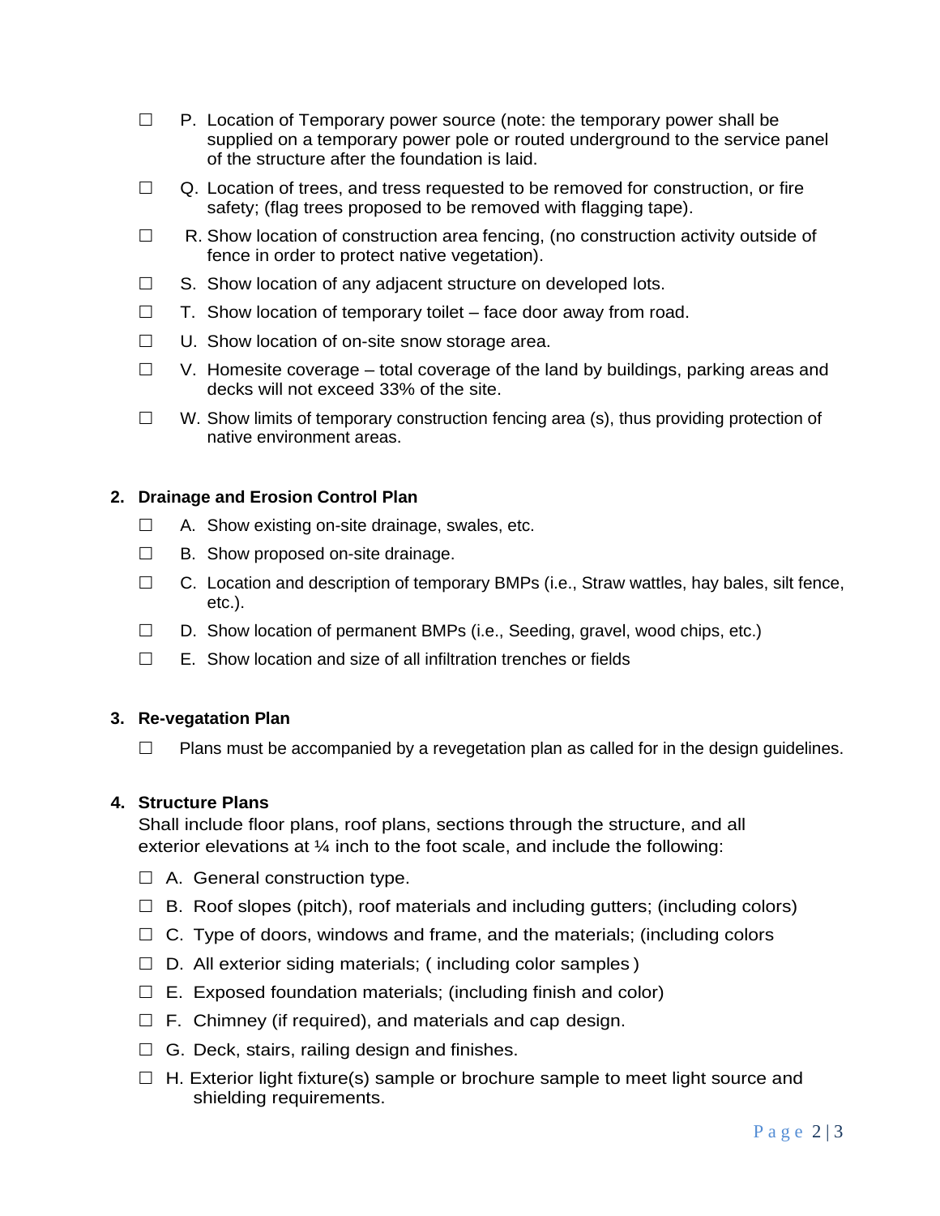- ☐ P. Location of Temporary power source (note: the temporary power shall be supplied on a temporary power pole or routed underground to the service panel of the structure after the foundation is laid.
- ☐ Q. Location of trees, and tress requested to be removed for construction, or fire safety; (flag trees proposed to be removed with flagging tape).
- ☐ R. Show location of construction area fencing, (no construction activity outside of fence in order to protect native vegetation).
- ☐ S. Show location of any adjacent structure on developed lots.
- ☐ T. Show location of temporary toilet – face door away from road.
- ☐ U. Show location of on-site snow storage area.
- ☐ V. Homesite coverage – total coverage of the land by buildings, parking areas and decks will not exceed 33% of the site.
- ☐ W. Show limits of temporary construction fencing area (s), thus providing protection of native environment areas.

**2. Drainage and Erosion Control Plan**

- ☐ A. Show existing on-site drainage, swales, etc.
- ☐ B. Show proposed on-site drainage.
- ☐ C. Location and description of temporary BMPs (i.e., Straw wattles, hay bales, silt fence, etc.).
- ☐ D. Show location of permanent BMPs (i.e., Seeding, gravel, wood chips, etc.)
- ☐ E. Show location and size of all infiltration trenches or fields

**3. Re-vegetation Plan**

- ☐ Plans must be accompanied by a revegetation plan as called for in the design guidelines.

**4. Structure Plans**

Shall include floor plans, roof plans, sections through the structure, and all exterior elevations at ¼ inch to the foot scale, and include the following:

- ☐ A. General construction type.
- ☐ B. Roof slopes (pitch), roof materials and including gutters; (including colors)
- ☐ C. Type of doors, windows and frame, and the materials; (including colors
- ☐ D. All exterior siding materials; ( including color samples )
- ☐ E. Exposed foundation materials; (including finish and color)
- ☐ F. Chimney (if required), and materials and cap design.
- ☐ G. Deck, stairs, railing design and finishes.
- ☐ H. Exterior light fixture(s) sample or brochure sample to meet light source and shielding requirements.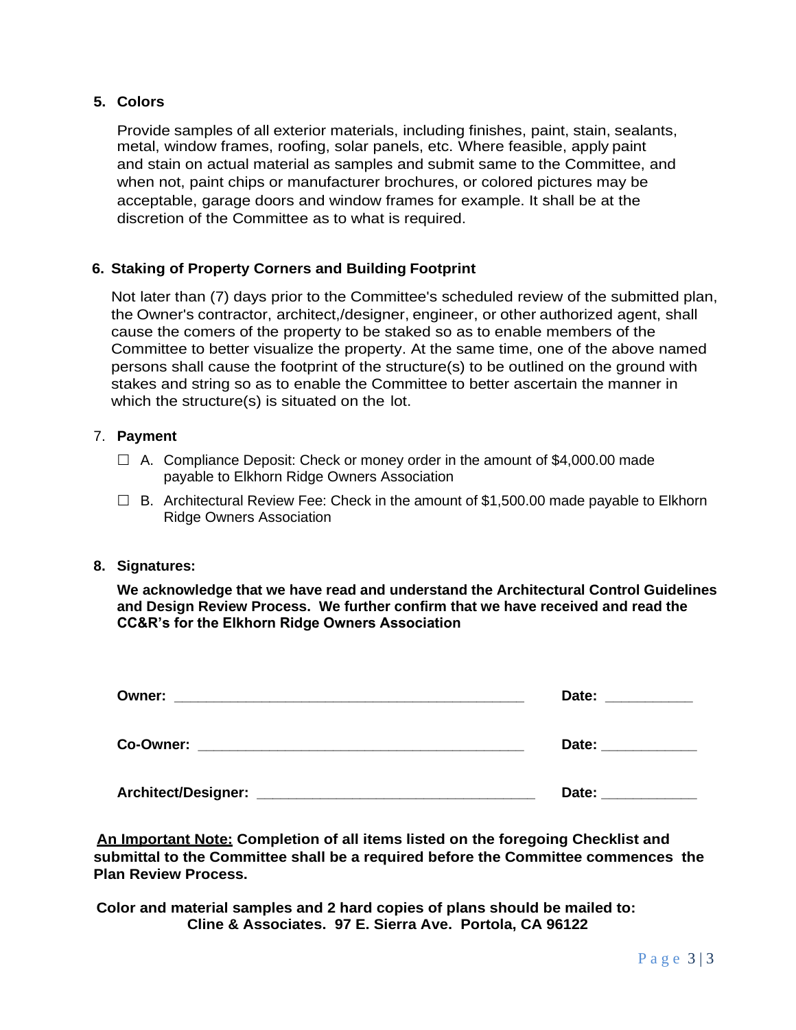5. **Colors**

Provide samples of all exterior materials, including finishes, paint, stain, sealants, metal, window frames, roofing, solar panels, etc. Where feasible, apply paint and stain on actual material as samples and submit same to the Committee, and when not, paint chips or manufacturer brochures, or colored pictures may be acceptable, garage doors and window frames for example. It shall be at the discretion of the Committee as to what is required.

6. **Staking of Property Corners and Building Footprint**

Not later than (7) days prior to the Committee's scheduled review of the submitted plan, the Owner's contractor, architect,/designer, engineer, or other authorized agent, shall cause the comers of the property to be staked so as to enable members of the Committee to better visualize the property. At the same time, one of the above named persons shall cause the footprint of the structure(s) to be outlined on the ground with stakes and string so as to enable the Committee to better ascertain the manner in which the structure(s) is situated on the lot.

7. **Payment**

☐ A. Compliance Deposit: Check or money order in the amount of $4,000.00 made payable to Elkhorn Ridge Owners Association

☐ B. Architectural Review Fee: Check in the amount of $1,500.00 made payable to Elkhorn Ridge Owners Association

8. **Signatures:**

**We acknowledge that we have read and understand the Architectural Control Guidelines and Design Review Process. We further confirm that we have received and read the CC&R's for the Elkhorn Ridge Owners Association**

**Owner:** ____________________________________________ **Date:** ___________

**Co-Owner:** _________________________________________ **Date:** ____________

**Architect/Designer:** ___________________________________ **Date:** ____________

**An Important Note:** **Completion of all items listed on the foregoing Checklist and submittal to the Committee shall be a required before the Committee commences the Plan Review Process.**

**Color and material samples and 2 hard copies of plans should be mailed to:**
**Cline & Associates. 97 E. Sierra Ave. Portola, CA 96122**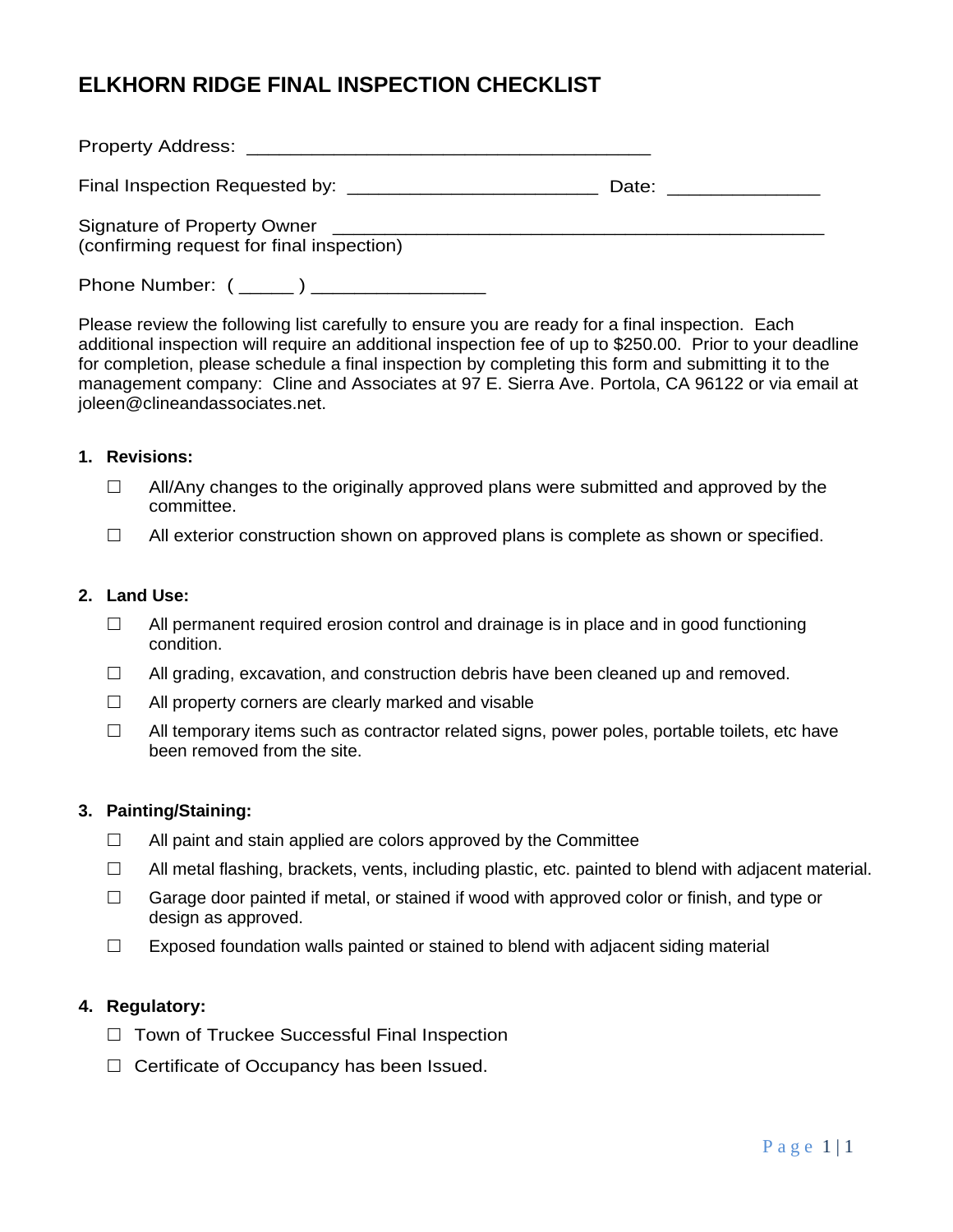# ELKHORN RIDGE FINAL INSPECTION CHECKLIST

Property Address: ______________________________________

Final Inspection Requested by: _______________________ Date: ______________

Signature of Property Owner _____________________________________________
(confirming request for final inspection)

Phone Number: ( _____ ) ________________

Please review the following list carefully to ensure you are ready for a final inspection. Each additional inspection will require an additional inspection fee of up to $250.00. Prior to your deadline for completion, please schedule a final inspection by completing this form and submitting it to the management company: Cline and Associates at 97 E. Sierra Ave. Portola, CA 96122 or via email at joleen@clineandassociates.net.

1. **Revisions:**
   - ☐ All/Any changes to the originally approved plans were submitted and approved by the committee.
   - ☐ All exterior construction shown on approved plans is complete as shown or specified.

2. **Land Use:**
   - ☐ All permanent required erosion control and drainage is in place and in good functioning condition.
   - ☐ All grading, excavation, and construction debris have been cleaned up and removed.
   - ☐ All property corners are clearly marked and visable
   - ☐ All temporary items such as contractor related signs, power poles, portable toilets, etc have been removed from the site.

3. **Painting/Staining:**
   - ☐ All paint and stain applied are colors approved by the Committee
   - ☐ All metal flashing, brackets, vents, including plastic, etc. painted to blend with adjacent material.
   - ☐ Garage door painted if metal, or stained if wood with approved color or finish, and type or design as approved.
   - ☐ Exposed foundation walls painted or stained to blend with adjacent siding material

4. **Regulatory:**
   - ☐ Town of Truckee Successful Final Inspection
   - ☐ Certificate of Occupancy has been Issued.